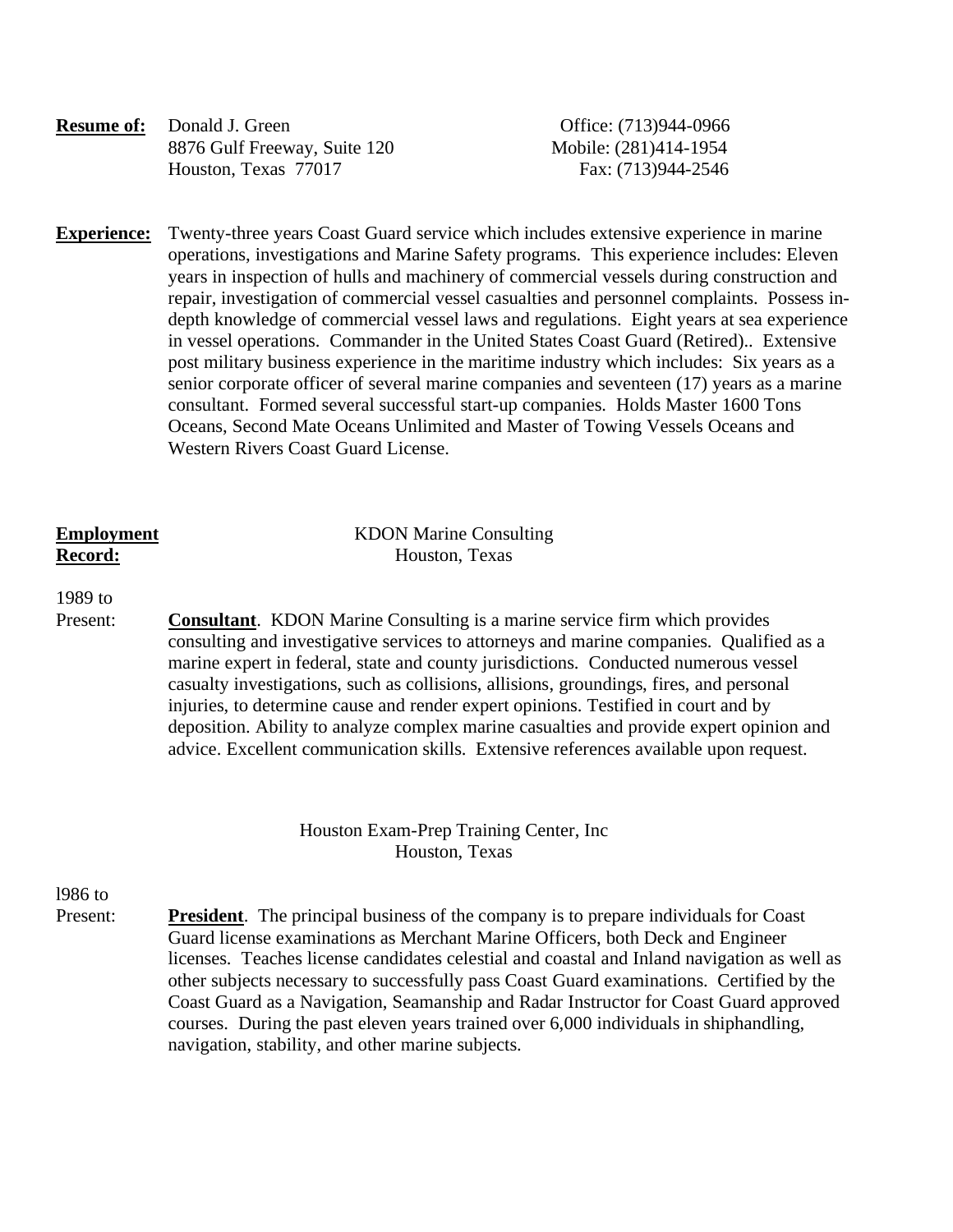**Resume of:** Donald J. Green
8876 Gulf Freeway, Suite 120
Houston, Texas 77017

Office: (713)944-0966
Mobile: (281)414-1954
Fax: (713)944-2546

**Experience:** Twenty-three years Coast Guard service which includes extensive experience in marine operations, investigations and Marine Safety programs. This experience includes: Eleven years in inspection of hulls and machinery of commercial vessels during construction and repair, investigation of commercial vessel casualties and personnel complaints. Possess in-depth knowledge of commercial vessel laws and regulations. Eight years at sea experience in vessel operations. Commander in the United States Coast Guard (Retired).. Extensive post military business experience in the maritime industry which includes: Six years as a senior corporate officer of several marine companies and seventeen (17) years as a marine consultant. Formed several successful start-up companies. Holds Master 1600 Tons Oceans, Second Mate Oceans Unlimited and Master of Towing Vessels Oceans and Western Rivers Coast Guard License.

**Employment Record:**

KDON Marine Consulting
Houston, Texas

1989 to Present: **Consultant**. KDON Marine Consulting is a marine service firm which provides consulting and investigative services to attorneys and marine companies. Qualified as a marine expert in federal, state and county jurisdictions. Conducted numerous vessel casualty investigations, such as collisions, allisions, groundings, fires, and personal injuries, to determine cause and render expert opinions. Testified in court and by deposition. Ability to analyze complex marine casualties and provide expert opinion and advice. Excellent communication skills. Extensive references available upon request.

Houston Exam-Prep Training Center, Inc
Houston, Texas

l986 to Present: **President**. The principal business of the company is to prepare individuals for Coast Guard license examinations as Merchant Marine Officers, both Deck and Engineer licenses. Teaches license candidates celestial and coastal and Inland navigation as well as other subjects necessary to successfully pass Coast Guard examinations. Certified by the Coast Guard as a Navigation, Seamanship and Radar Instructor for Coast Guard approved courses. During the past eleven years trained over 6,000 individuals in shiphandling, navigation, stability, and other marine subjects.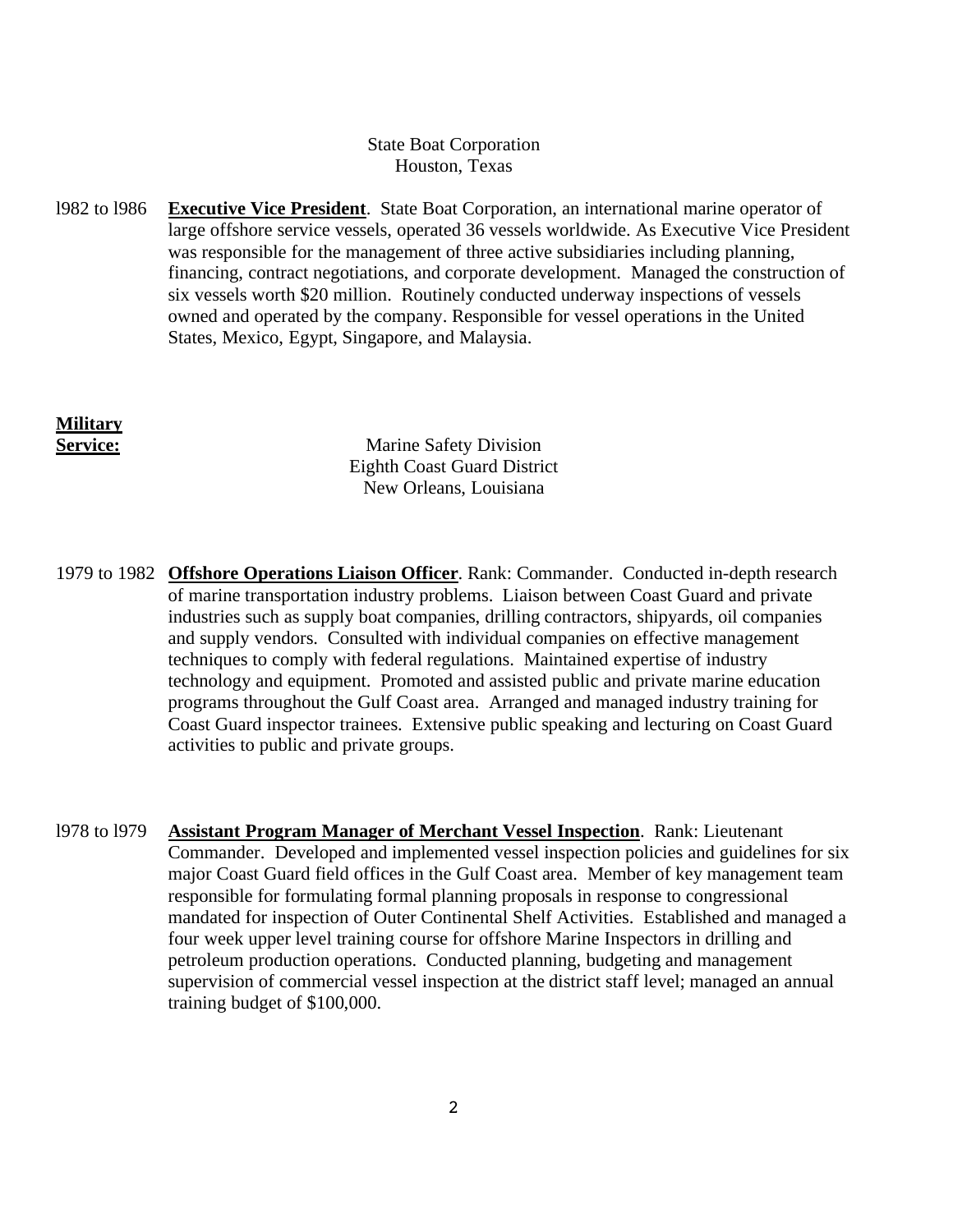State Boat Corporation
Houston, Texas

l982 to l986 **Executive Vice President**. State Boat Corporation, an international marine operator of large offshore service vessels, operated 36 vessels worldwide. As Executive Vice President was responsible for the management of three active subsidiaries including planning, financing, contract negotiations, and corporate development. Managed the construction of six vessels worth $20 million. Routinely conducted underway inspections of vessels owned and operated by the company. Responsible for vessel operations in the United States, Mexico, Egypt, Singapore, and Malaysia.

**Military Service:**

Marine Safety Division
Eighth Coast Guard District
New Orleans, Louisiana

1979 to 1982 **Offshore Operations Liaison Officer**. Rank: Commander. Conducted in-depth research of marine transportation industry problems. Liaison between Coast Guard and private industries such as supply boat companies, drilling contractors, shipyards, oil companies and supply vendors. Consulted with individual companies on effective management techniques to comply with federal regulations. Maintained expertise of industry technology and equipment. Promoted and assisted public and private marine education programs throughout the Gulf Coast area. Arranged and managed industry training for Coast Guard inspector trainees. Extensive public speaking and lecturing on Coast Guard activities to public and private groups.

l978 to l979 **Assistant Program Manager of Merchant Vessel Inspection**. Rank: Lieutenant Commander. Developed and implemented vessel inspection policies and guidelines for six major Coast Guard field offices in the Gulf Coast area. Member of key management team responsible for formulating formal planning proposals in response to congressional mandated for inspection of Outer Continental Shelf Activities. Established and managed a four week upper level training course for offshore Marine Inspectors in drilling and petroleum production operations. Conducted planning, budgeting and management supervision of commercial vessel inspection at the district staff level; managed an annual training budget of $100,000.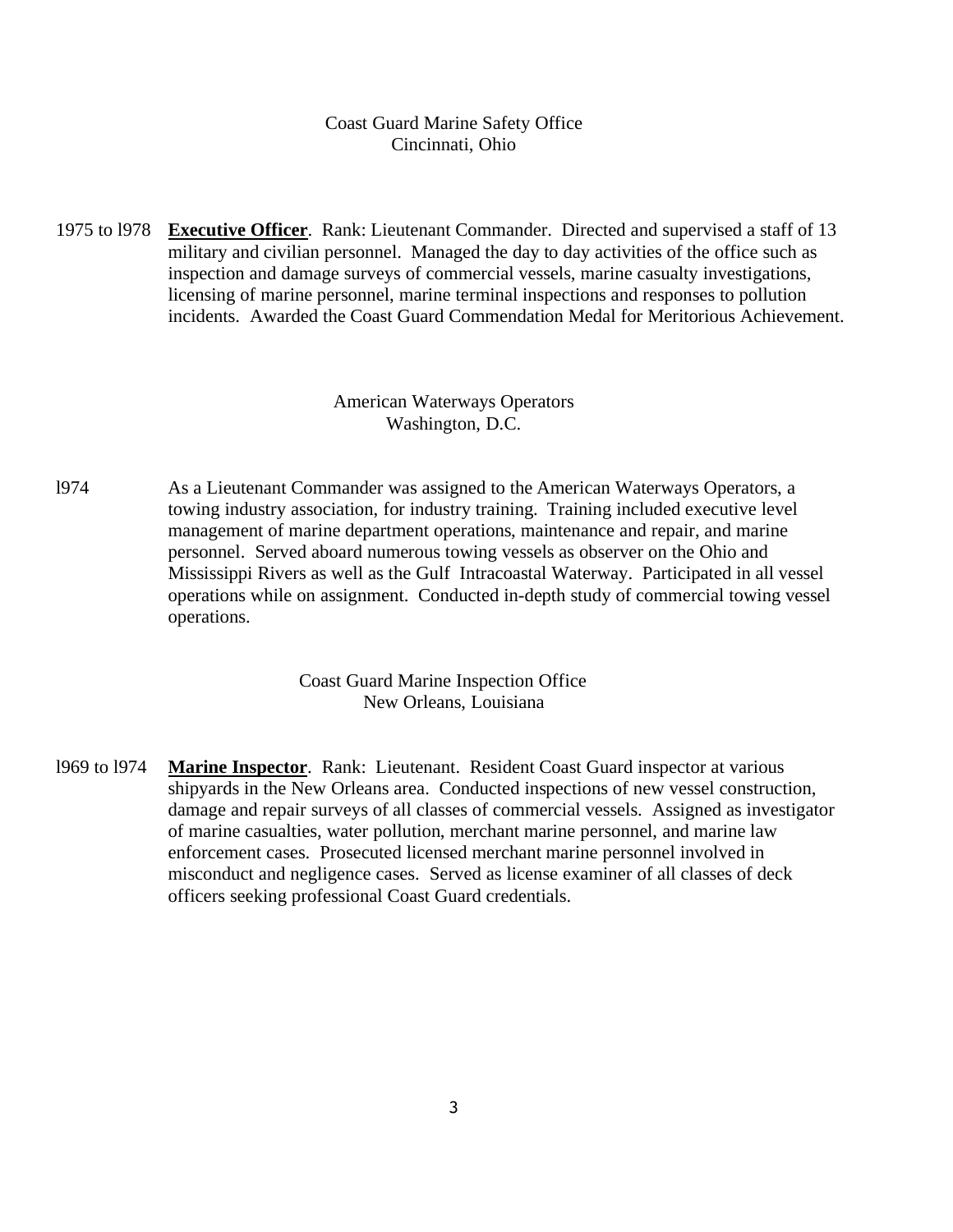Coast Guard Marine Safety Office
Cincinnati, Ohio

1975 to l978 **Executive Officer**. Rank: Lieutenant Commander. Directed and supervised a staff of 13 military and civilian personnel. Managed the day to day activities of the office such as inspection and damage surveys of commercial vessels, marine casualty investigations, licensing of marine personnel, marine terminal inspections and responses to pollution incidents. Awarded the Coast Guard Commendation Medal for Meritorious Achievement.

American Waterways Operators
Washington, D.C.

l974 As a Lieutenant Commander was assigned to the American Waterways Operators, a towing industry association, for industry training. Training included executive level management of marine department operations, maintenance and repair, and marine personnel. Served aboard numerous towing vessels as observer on the Ohio and Mississippi Rivers as well as the Gulf Intracoastal Waterway. Participated in all vessel operations while on assignment. Conducted in-depth study of commercial towing vessel operations.

Coast Guard Marine Inspection Office
New Orleans, Louisiana

l969 to l974 **Marine Inspector**. Rank: Lieutenant. Resident Coast Guard inspector at various shipyards in the New Orleans area. Conducted inspections of new vessel construction, damage and repair surveys of all classes of commercial vessels. Assigned as investigator of marine casualties, water pollution, merchant marine personnel, and marine law enforcement cases. Prosecuted licensed merchant marine personnel involved in misconduct and negligence cases. Served as license examiner of all classes of deck officers seeking professional Coast Guard credentials.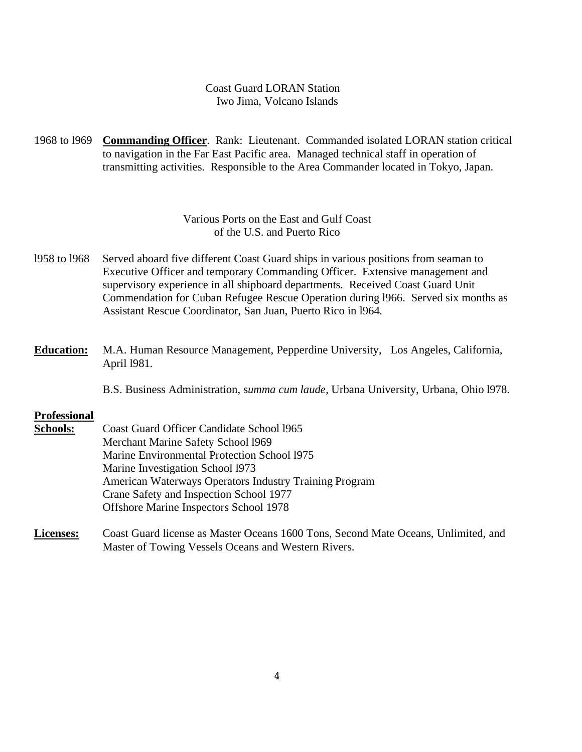Coast Guard LORAN Station
Iwo Jima, Volcano Islands

1968 to l969 **Commanding Officer**. Rank: Lieutenant. Commanded isolated LORAN station critical to navigation in the Far East Pacific area. Managed technical staff in operation of transmitting activities. Responsible to the Area Commander located in Tokyo, Japan.

Various Ports on the East and Gulf Coast
of the U.S. and Puerto Rico

l958 to l968 Served aboard five different Coast Guard ships in various positions from seaman to Executive Officer and temporary Commanding Officer. Extensive management and supervisory experience in all shipboard departments. Received Coast Guard Unit Commendation for Cuban Refugee Rescue Operation during l966. Served six months as Assistant Rescue Coordinator, San Juan, Puerto Rico in l964.

**Education:** M.A. Human Resource Management, Pepperdine University, Los Angeles, California, April l981.

B.S. Business Administration, s*umma cum laude*, Urbana University, Urbana, Ohio l978.

**Professional Schools:**

Coast Guard Officer Candidate School l965
Merchant Marine Safety School l969
Marine Environmental Protection School l975
Marine Investigation School l973
American Waterways Operators Industry Training Program
Crane Safety and Inspection School 1977
Offshore Marine Inspectors School 1978

**Licenses:** Coast Guard license as Master Oceans 1600 Tons, Second Mate Oceans, Unlimited, and Master of Towing Vessels Oceans and Western Rivers.